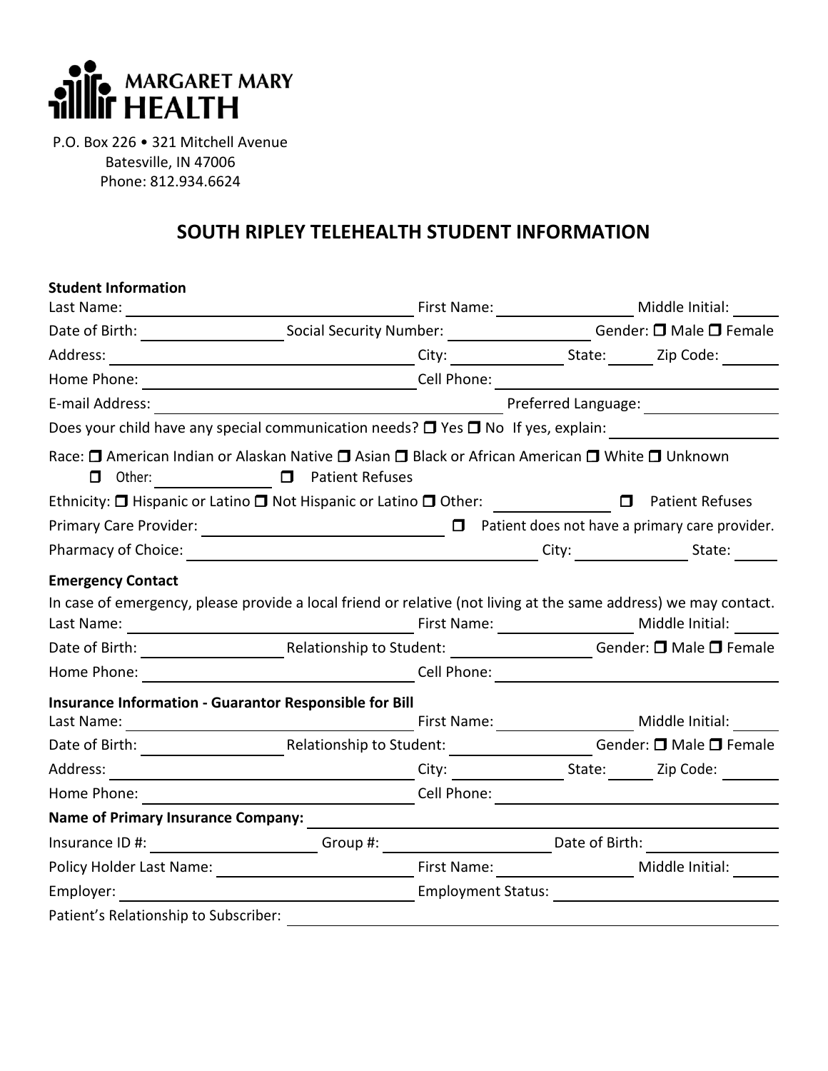**MARGARET MARY HEALTH**

P.O. Box 226 • 321 Mitchell Avenue
Batesville, IN 47006
Phone: 812.934.6624

# SOUTH RIPLEY TELEHEALTH STUDENT INFORMATION

**Student Information**

Last Name: ______________________ First Name: ______________ Middle Initial: ____

Date of Birth: ______________ Social Security Number: ______________ Gender: ☐ Male ☐ Female

Address: ______________________ City: ____________ State: _____ Zip Code: ______

Home Phone: ______________________ Cell Phone: ______________________

E-mail Address: ______________________ Preferred Language: ______________

Does your child have any special communication needs? ☐ Yes ☐ No If yes, explain: ______________

Race: ☐ American Indian or Alaskan Native ☐ Asian ☐ Black or African American ☐ White ☐ Unknown ☐ Other: ____________ ☐ Patient Refuses

Ethnicity: ☐ Hispanic or Latino ☐ Not Hispanic or Latino ☐ Other: ____________ ☐ Patient Refuses

Primary Care Provider: ______________________ ☐ Patient does not have a primary care provider.

Pharmacy of Choice: ______________________ City: ____________ State: _____

**Emergency Contact**

In case of emergency, please provide a local friend or relative (not living at the same address) we may contact.

Last Name: ______________________ First Name: ______________ Middle Initial: ____

Date of Birth: ______________ Relationship to Student: ______________ Gender: ☐ Male ☐ Female

Home Phone: ______________________ Cell Phone: ______________________

**Insurance Information - Guarantor Responsible for Bill**

Last Name: ______________________ First Name: ______________ Middle Initial: ____

Date of Birth: ______________ Relationship to Student: ______________ Gender: ☐ Male ☐ Female

Address: ______________________ City: ____________ State: _____ Zip Code: ______

Home Phone: ______________________ Cell Phone: ______________________

**Name of Primary Insurance Company:** ______________________

Insurance ID #: ______________ Group #: ______________ Date of Birth: ______________

Policy Holder Last Name: ______________________ First Name: ______________ Middle Initial: ____

Employer: ______________________ Employment Status: ______________________

Patient's Relationship to Subscriber: ______________________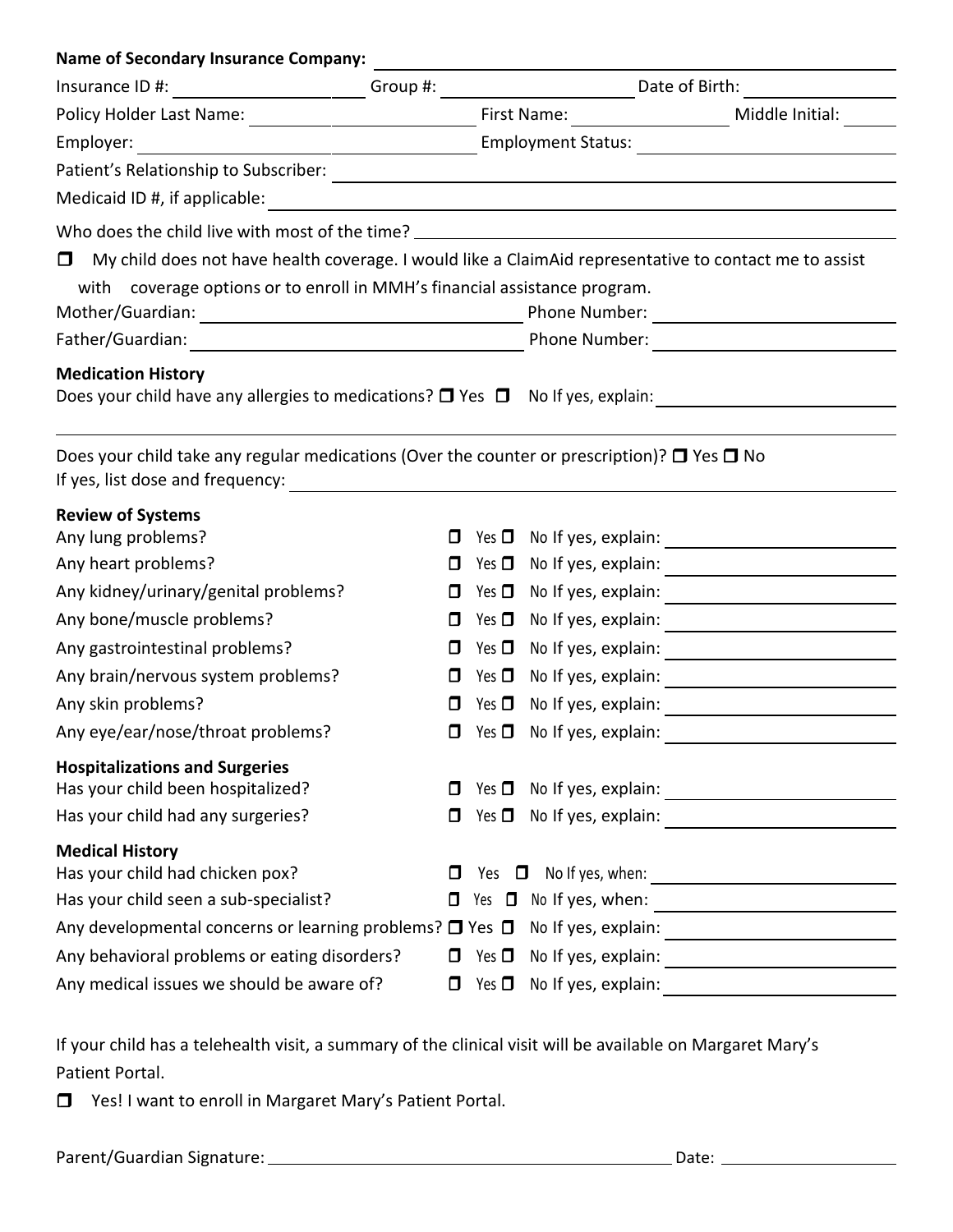**Name of Secondary Insurance Company:** ______________________________

Insurance ID #: ____________ Group #: ____________ Date of Birth: ____________

Policy Holder Last Name: ____________ First Name: ____________ Middle Initial: ____

Employer: ____________ Employment Status: ____________

Patient's Relationship to Subscriber: ______________________________

Medicaid ID #, if applicable: ______________________________

Who does the child live with most of the time? ______________________________

☐ My child does not have health coverage. I would like a ClaimAid representative to contact me to assist with coverage options or to enroll in MMH's financial assistance program.

Mother/Guardian: ____________ Phone Number: ____________

Father/Guardian: ____________ Phone Number: ____________

**Medication History**

Does your child have any allergies to medications? ☐ Yes ☐ No If yes, explain: ____________

______________________________

Does your child take any regular medications (Over the counter or prescription)? ☐ Yes ☐ No

If yes, list dose and frequency: ______________________________

**Review of Systems**

Any lung problems? ☐ Yes ☐ No If yes, explain: ____________

Any heart problems? ☐ Yes ☐ No If yes, explain: ____________

Any kidney/urinary/genital problems? ☐ Yes ☐ No If yes, explain: ____________

Any bone/muscle problems? ☐ Yes ☐ No If yes, explain: ____________

Any gastrointestinal problems? ☐ Yes ☐ No If yes, explain: ____________

Any brain/nervous system problems? ☐ Yes ☐ No If yes, explain: ____________

Any skin problems? ☐ Yes ☐ No If yes, explain: ____________

Any eye/ear/nose/throat problems? ☐ Yes ☐ No If yes, explain: ____________

**Hospitalizations and Surgeries**

Has your child been hospitalized? ☐ Yes ☐ No If yes, explain: ____________

Has your child had any surgeries? ☐ Yes ☐ No If yes, explain: ____________

**Medical History**

Has your child had chicken pox? ☐ Yes ☐ No If yes, when: ____________

Has your child seen a sub-specialist? ☐ Yes ☐ No If yes, when: ____________

Any developmental concerns or learning problems? ☐ Yes ☐ No If yes, explain: ____________

Any behavioral problems or eating disorders? ☐ Yes ☐ No If yes, explain: ____________

Any medical issues we should be aware of? ☐ Yes ☐ No If yes, explain: ____________

If your child has a telehealth visit, a summary of the clinical visit will be available on Margaret Mary's Patient Portal.

☐ Yes! I want to enroll in Margaret Mary's Patient Portal.

Parent/Guardian Signature: ______________________________ Date: ____________